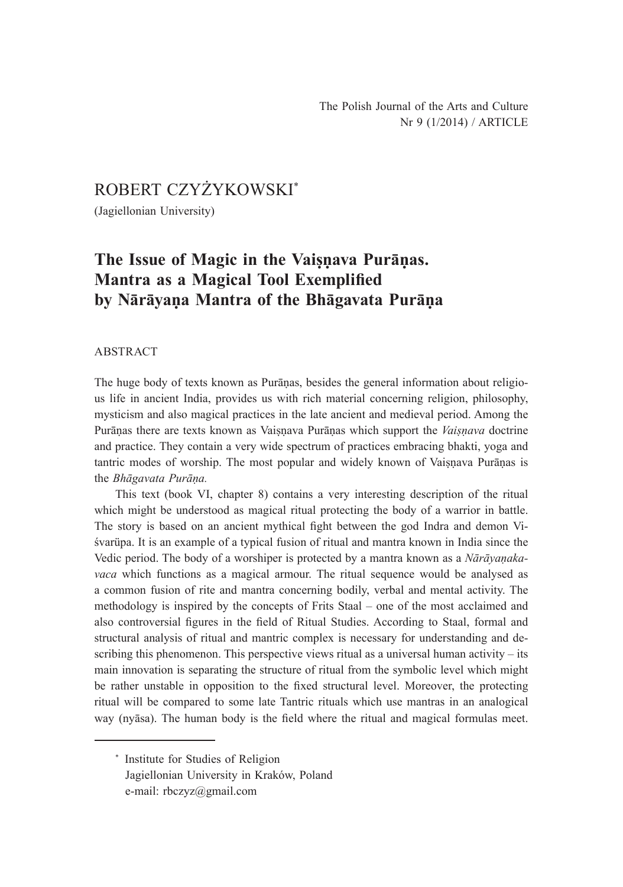The Polish Journal of the Arts and Culture
Nr 9 (1/2014) / ARTICLE

ROBERT CZYŻYKOWSKI*

(Jagiellonian University)

# The Issue of Magic in the Vaiṣṇava Purāṇas. Mantra as a Magical Tool Exemplified by Nārāyaṇa Mantra of the Bhāgavata Purāṇa

## ABSTRACT

The huge body of texts known as Purāṇas, besides the general information about religious life in ancient India, provides us with rich material concerning religion, philosophy, mysticism and also magical practices in the late ancient and medieval period. Among the Purāṇas there are texts known as Vaiṣṇava Purāṇas which support the *Vaiṣṇava* doctrine and practice. They contain a very wide spectrum of practices embracing bhakti, yoga and tantric modes of worship. The most popular and widely known of Vaiṣṇava Purāṇas is the *Bhāgavata Purāṇa.*

This text (book VI, chapter 8) contains a very interesting description of the ritual which might be understood as magical ritual protecting the body of a warrior in battle. The story is based on an ancient mythical fight between the god Indra and demon Viśvarūpa. It is an example of a typical fusion of ritual and mantra known in India since the Vedic period. The body of a worshiper is protected by a mantra known as a *Nārāyaṇakavaca* which functions as a magical armour. The ritual sequence would be analysed as a common fusion of rite and mantra concerning bodily, verbal and mental activity. The methodology is inspired by the concepts of Frits Staal – one of the most acclaimed and also controversial figures in the field of Ritual Studies. According to Staal, formal and structural analysis of ritual and mantric complex is necessary for understanding and describing this phenomenon. This perspective views ritual as a universal human activity – its main innovation is separating the structure of ritual from the symbolic level which might be rather unstable in opposition to the fixed structural level. Moreover, the protecting ritual will be compared to some late Tantric rituals which use mantras in an analogical way (nyāsa). The human body is the field where the ritual and magical formulas meet.

---

* Institute for Studies of Religion
Jagiellonian University in Kraków, Poland
e-mail: rbczyz@gmail.com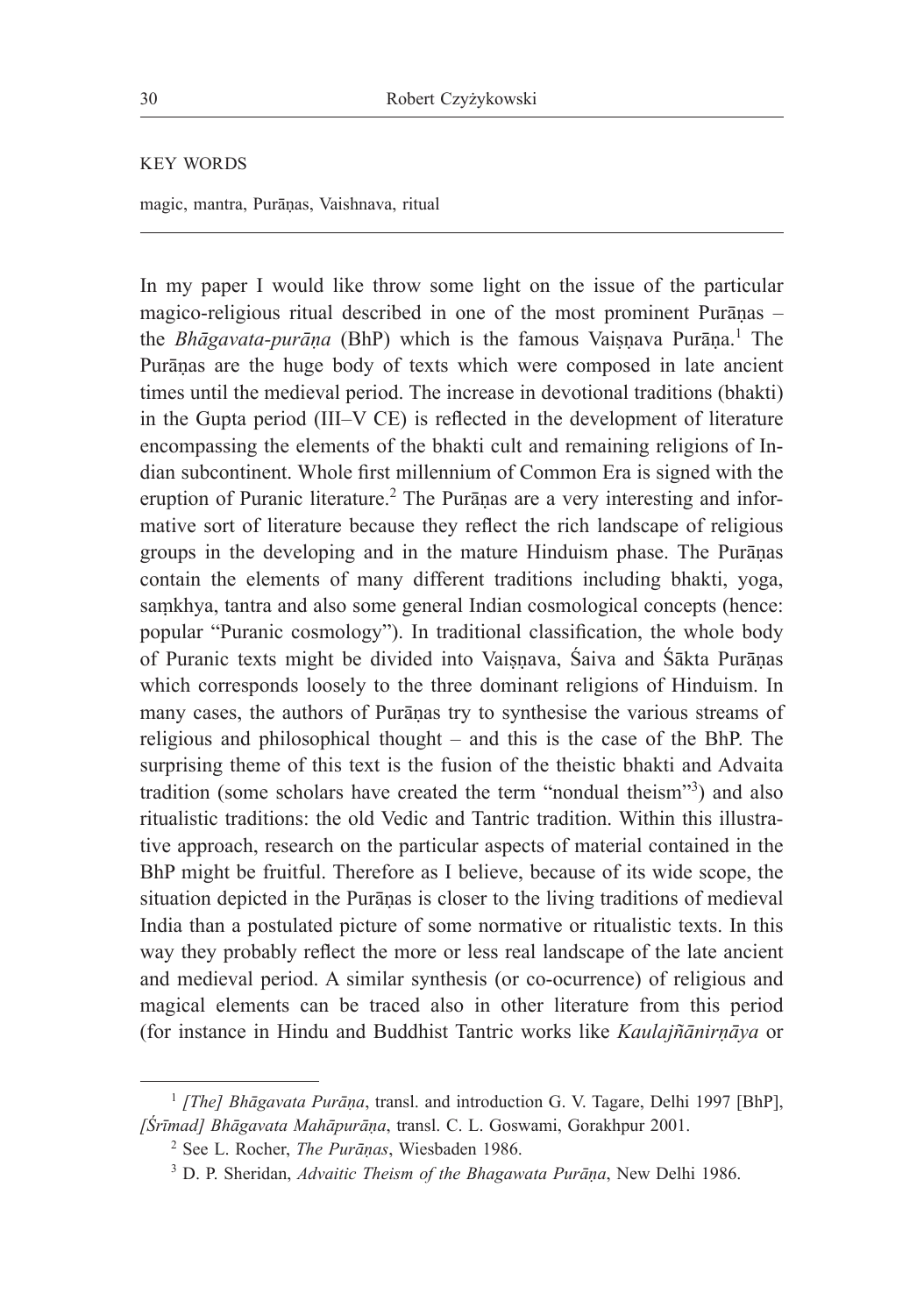KEY WORDS

magic, mantra, Purāṇas, Vaishnava, ritual

---

In my paper I would like throw some light on the issue of the particular magico-religious ritual described in one of the most prominent Purāṇas – the *Bhāgavata-purāṇa* (BhP) which is the famous Vaiṣṇava Purāṇa.[1] The Purāṇas are the huge body of texts which were composed in late ancient times until the medieval period. The increase in devotional traditions (bhakti) in the Gupta period (III–V CE) is reflected in the development of literature encompassing the elements of the bhakti cult and remaining religions of Indian subcontinent. Whole first millennium of Common Era is signed with the eruption of Puranic literature.[2] The Purāṇas are a very interesting and informative sort of literature because they reflect the rich landscape of religious groups in the developing and in the mature Hinduism phase. The Purāṇas contain the elements of many different traditions including bhakti, yoga, saṃkhya, tantra and also some general Indian cosmological concepts (hence: popular "Puranic cosmology"). In traditional classification, the whole body of Puranic texts might be divided into Vaiṣṇava, Śaiva and Śākta Purāṇas which corresponds loosely to the three dominant religions of Hinduism. In many cases, the authors of Purāṇas try to synthesise the various streams of religious and philosophical thought – and this is the case of the BhP. The surprising theme of this text is the fusion of the theistic bhakti and Advaita tradition (some scholars have created the term "nondual theism"[3]) and also ritualistic traditions: the old Vedic and Tantric tradition. Within this illustrative approach, research on the particular aspects of material contained in the BhP might be fruitful. Therefore as I believe, because of its wide scope, the situation depicted in the Purāṇas is closer to the living traditions of medieval India than a postulated picture of some normative or ritualistic texts. In this way they probably reflect the more or less real landscape of the late ancient and medieval period. A similar synthesis (or co-ocurrence) of religious and magical elements can be traced also in other literature from this period (for instance in Hindu and Buddhist Tantric works like *Kaulajñānirṇāya* or

---

[1] *[The] Bhāgavata Purāṇa*, transl. and introduction G. V. Tagare, Delhi 1997 [BhP], *[Śrīmad] Bhāgavata Mahāpurāṇa*, transl. C. L. Goswami, Gorakhpur 2001.

[2] See L. Rocher, *The Purāṇas*, Wiesbaden 1986.

[3] D. P. Sheridan, *Advaitic Theism of the Bhagawata Purāṇa*, New Delhi 1986.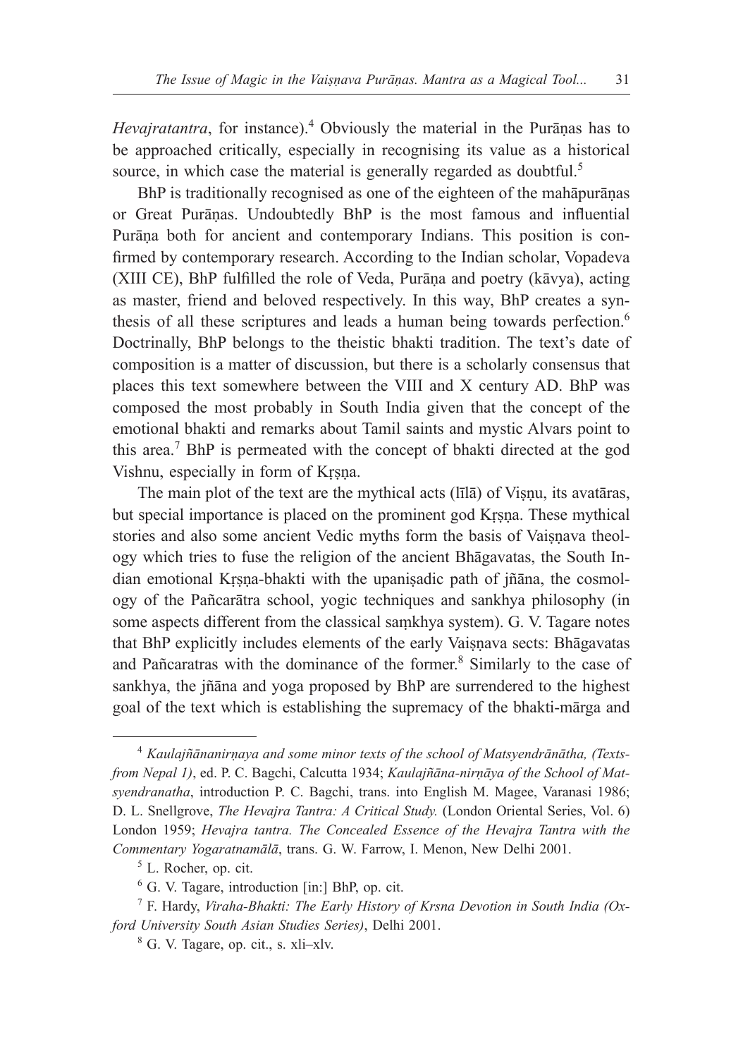*Hevajratantra*, for instance).[4] Obviously the material in the Purāṇas has to be approached critically, especially in recognising its value as a historical source, in which case the material is generally regarded as doubtful.[5]

BhP is traditionally recognised as one of the eighteen of the mahāpurāṇas or Great Purāṇas. Undoubtedly BhP is the most famous and influential Purāṇa both for ancient and contemporary Indians. This position is confirmed by contemporary research. According to the Indian scholar, Vopadeva (XIII CE), BhP fulfilled the role of Veda, Purāṇa and poetry (kāvya), acting as master, friend and beloved respectively. In this way, BhP creates a synthesis of all these scriptures and leads a human being towards perfection.[6] Doctrinally, BhP belongs to the theistic bhakti tradition. The text's date of composition is a matter of discussion, but there is a scholarly consensus that places this text somewhere between the VIII and X century AD. BhP was composed the most probably in South India given that the concept of the emotional bhakti and remarks about Tamil saints and mystic Alvars point to this area.[7] BhP is permeated with the concept of bhakti directed at the god Vishnu, especially in form of Kṛṣṇa.

The main plot of the text are the mythical acts (līlā) of Viṣṇu, its avatāras, but special importance is placed on the prominent god Kṛṣṇa. These mythical stories and also some ancient Vedic myths form the basis of Vaiṣṇava theology which tries to fuse the religion of the ancient Bhāgavatas, the South Indian emotional Kṛṣṇa-bhakti with the upaniṣadic path of jñāna, the cosmology of the Pañcarātra school, yogic techniques and sankhya philosophy (in some aspects different from the classical saṃkhya system). G. V. Tagare notes that BhP explicitly includes elements of the early Vaiṣṇava sects: Bhāgavatas and Pañcaratras with the dominance of the former.[8] Similarly to the case of sankhya, the jñāna and yoga proposed by BhP are surrendered to the highest goal of the text which is establishing the supremacy of the bhakti-mārga and

---

[4] *Kaulajñānanirṇaya and some minor texts of the school of Matsyendrānātha, (Texts-from Nepal 1)*, ed. P. C. Bagchi, Calcutta 1934; *Kaulajñāna-nirṇāya of the School of Matsyendranatha*, introduction P. C. Bagchi, trans. into English M. Magee, Varanasi 1986; D. L. Snellgrove, *The Hevajra Tantra: A Critical Study.* (London Oriental Series, Vol. 6) London 1959; *Hevajra tantra. The Concealed Essence of the Hevajra Tantra with the Commentary Yogaratnamālā*, trans. G. W. Farrow, I. Menon, New Delhi 2001.

[5] L. Rocher, op. cit.

[6] G. V. Tagare, introduction [in:] BhP, op. cit.

[7] F. Hardy, *Viraha-Bhakti: The Early History of Krsna Devotion in South India (Oxford University South Asian Studies Series)*, Delhi 2001.

[8] G. V. Tagare, op. cit., s. xli–xlv.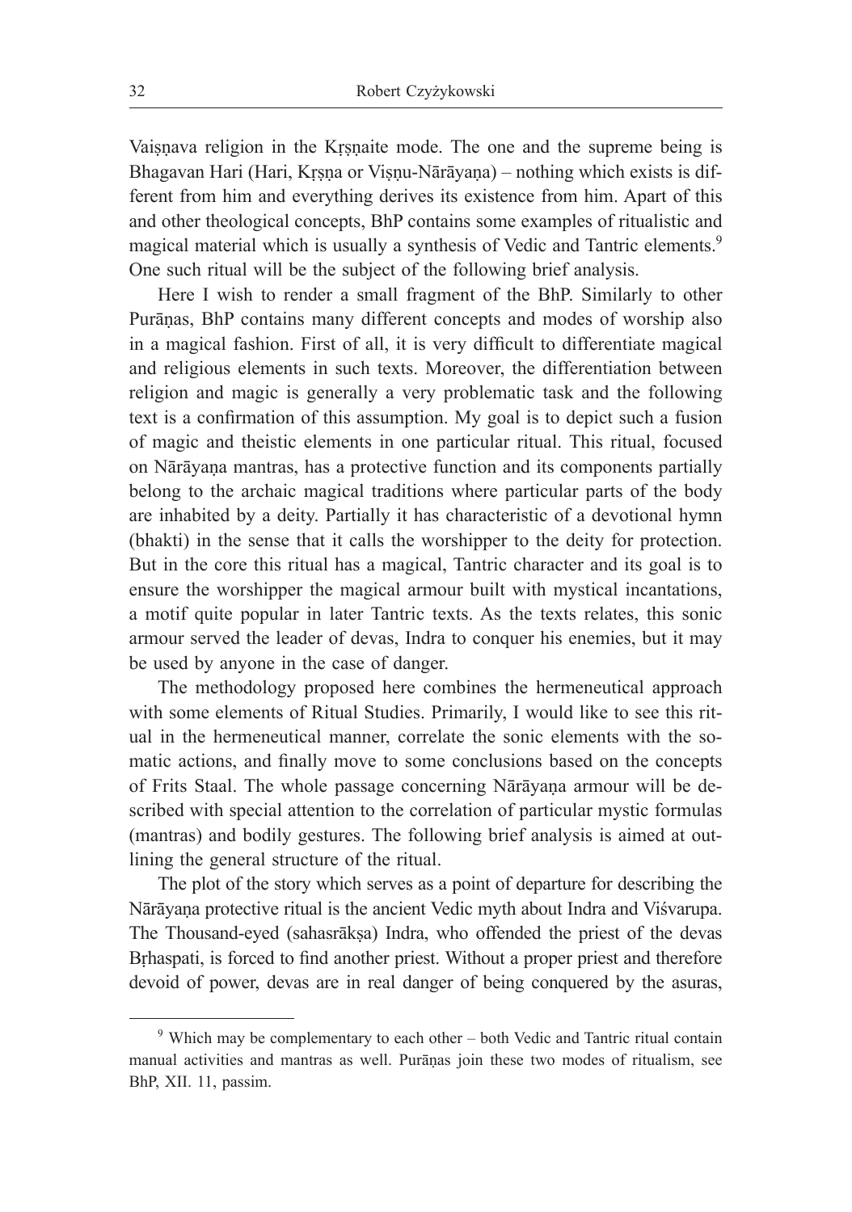Vaiṣṇava religion in the Kṛṣṇaite mode. The one and the supreme being is Bhagavan Hari (Hari, Kṛṣṇa or Viṣṇu-Nārāyaṇa) – nothing which exists is different from him and everything derives its existence from him. Apart of this and other theological concepts, BhP contains some examples of ritualistic and magical material which is usually a synthesis of Vedic and Tantric elements.[9] One such ritual will be the subject of the following brief analysis.

Here I wish to render a small fragment of the BhP. Similarly to other Purāṇas, BhP contains many different concepts and modes of worship also in a magical fashion. First of all, it is very difficult to differentiate magical and religious elements in such texts. Moreover, the differentiation between religion and magic is generally a very problematic task and the following text is a confirmation of this assumption. My goal is to depict such a fusion of magic and theistic elements in one particular ritual. This ritual, focused on Nārāyaṇa mantras, has a protective function and its components partially belong to the archaic magical traditions where particular parts of the body are inhabited by a deity. Partially it has characteristic of a devotional hymn (bhakti) in the sense that it calls the worshipper to the deity for protection. But in the core this ritual has a magical, Tantric character and its goal is to ensure the worshipper the magical armour built with mystical incantations, a motif quite popular in later Tantric texts. As the texts relates, this sonic armour served the leader of devas, Indra to conquer his enemies, but it may be used by anyone in the case of danger.

The methodology proposed here combines the hermeneutical approach with some elements of Ritual Studies. Primarily, I would like to see this ritual in the hermeneutical manner, correlate the sonic elements with the somatic actions, and finally move to some conclusions based on the concepts of Frits Staal. The whole passage concerning Nārāyaṇa armour will be described with special attention to the correlation of particular mystic formulas (mantras) and bodily gestures. The following brief analysis is aimed at outlining the general structure of the ritual.

The plot of the story which serves as a point of departure for describing the Nārāyaṇa protective ritual is the ancient Vedic myth about Indra and Viśvarupa. The Thousand-eyed (sahasrākṣa) Indra, who offended the priest of the devas Bṛhaspati, is forced to find another priest. Without a proper priest and therefore devoid of power, devas are in real danger of being conquered by the asuras,

---

[9] Which may be complementary to each other – both Vedic and Tantric ritual contain manual activities and mantras as well. Purāṇas join these two modes of ritualism, see BhP, XII. 11, passim.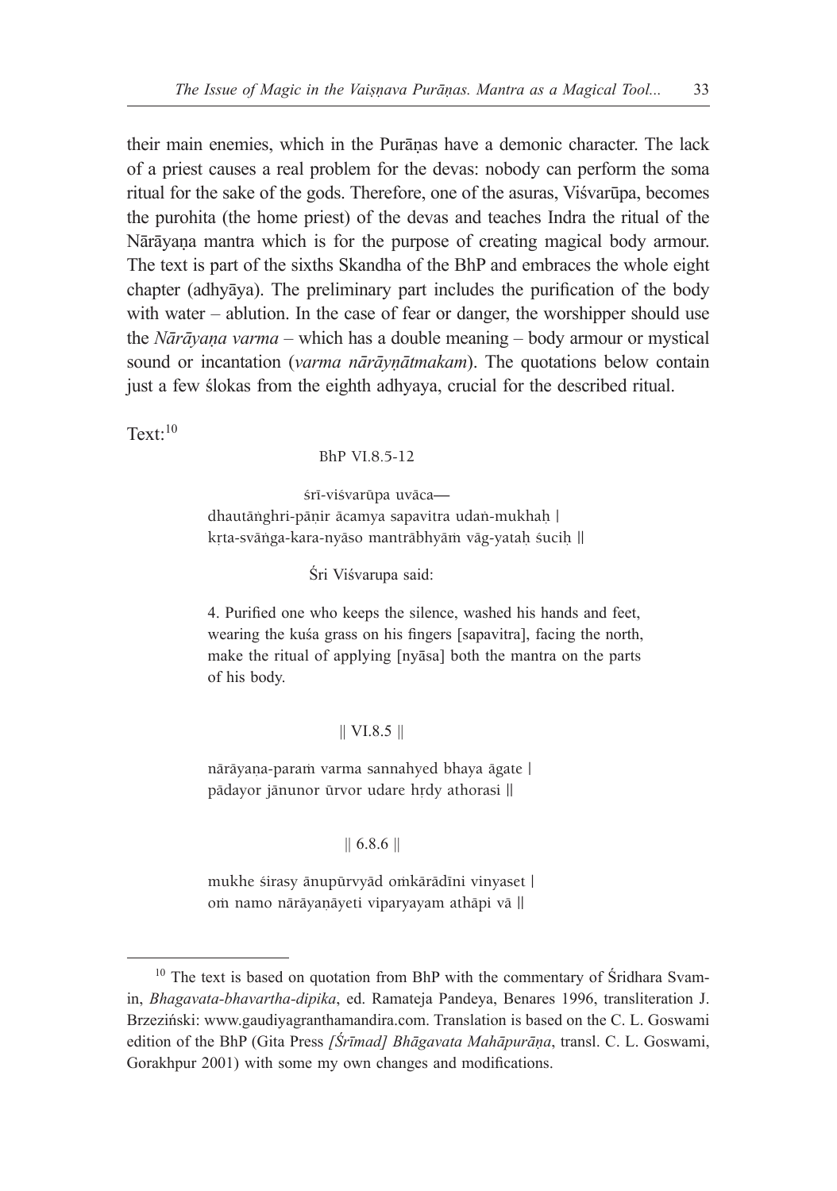their main enemies, which in the Purāṇas have a demonic character. The lack of a priest causes a real problem for the devas: nobody can perform the soma ritual for the sake of the gods. Therefore, one of the asuras, Viśvarūpa, becomes the purohita (the home priest) of the devas and teaches Indra the ritual of the Nārāyaṇa mantra which is for the purpose of creating magical body armour. The text is part of the sixths Skandha of the BhP and embraces the whole eight chapter (adhyāya). The preliminary part includes the purification of the body with water – ablution. In the case of fear or danger, the worshipper should use the *Nārāyaṇa varma* – which has a double meaning – body armour or mystical sound or incantation (*varma nārāyṇātmakam*). The quotations below contain just a few ślokas from the eighth adhyaya, crucial for the described ritual.

Text:[10]

BhP VI.8.5-12

śrī-viśvarūpa uvāca—
dhautāṅghri-pāṇir ācamya sapavitra udaṅ-mukhaḥ |
kṛta-svāṅga-kara-nyāso mantrābhyāṁ vāg-yataḥ śuciḥ ||

Śri Viśvarupa said:

4. Purified one who keeps the silence, washed his hands and feet, wearing the kuśa grass on his fingers [sapavitra], facing the north, make the ritual of applying [nyāsa] both the mantra on the parts of his body.

|| VI.8.5 ||

nārāyaṇa-paraṁ varma sannahyed bhaya āgate |
pādayor jānunor ūrvor udare hṛdy athorasi ||

|| 6.8.6 ||

mukhe śirasy ānupūrvyād oṁkārādīni vinyaset |
oṁ namo nārāyaṇāyeti viparyayam athāpi vā ||

---

[10] The text is based on quotation from BhP with the commentary of Śridhara Svamin, *Bhagavata-bhavartha-dipika*, ed. Ramateja Pandeya, Benares 1996, transliteration J. Brzeziński: www.gaudiyagranthamandira.com. Translation is based on the C. L. Goswami edition of the BhP (Gita Press *[Śrīmad] Bhāgavata Mahāpurāṇa*, transl. C. L. Goswami, Gorakhpur 2001) with some my own changes and modifications.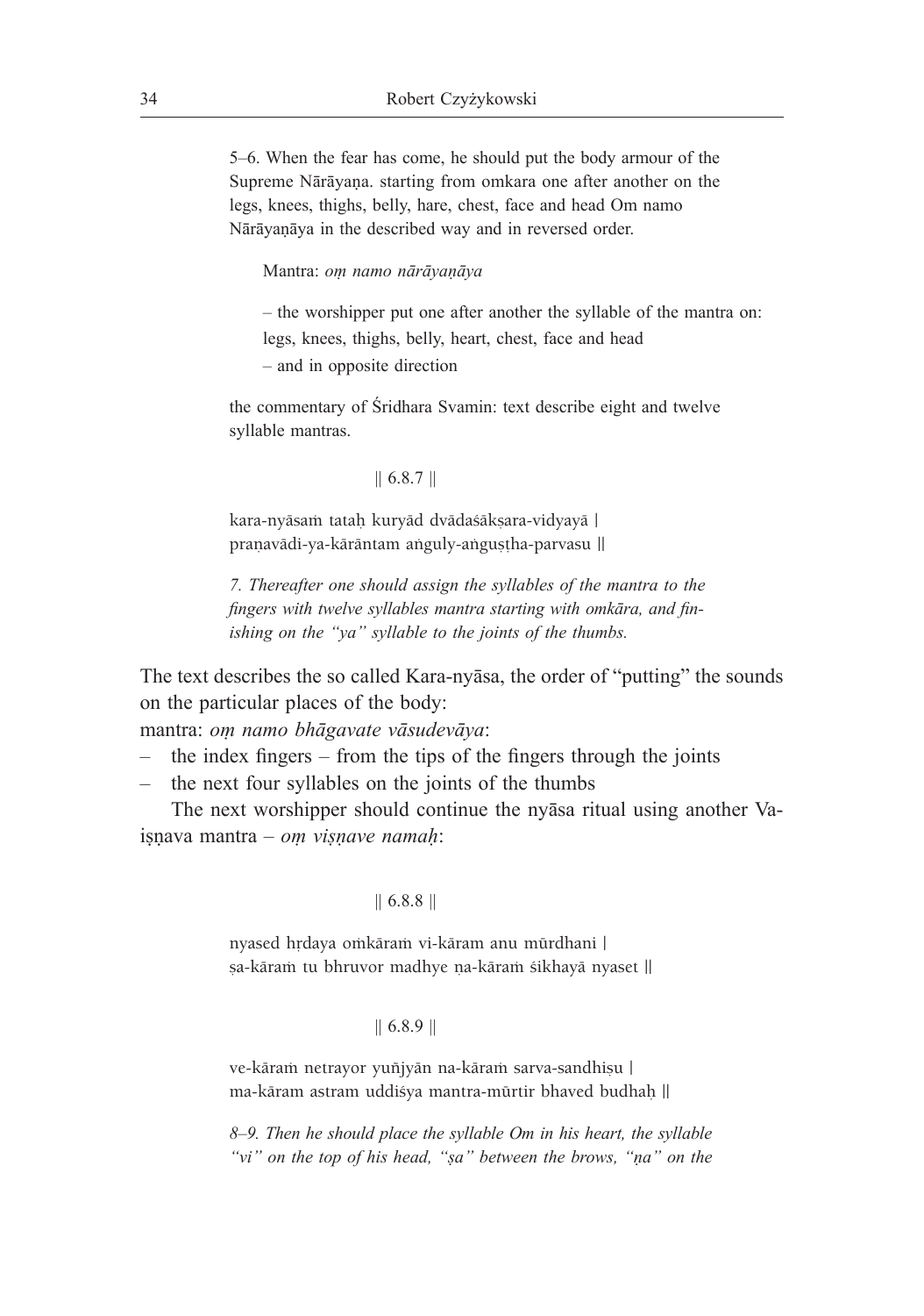5–6. When the fear has come, he should put the body armour of the Supreme Nārāyaṇa. starting from omkara one after another on the legs, knees, thighs, belly, hare, chest, face and head Om namo Nārāyaṇāya in the described way and in reversed order.

Mantra: *oṃ namo nārāyaṇāya*

– the worshipper put one after another the syllable of the mantra on: legs, knees, thighs, belly, heart, chest, face and head
– and in opposite direction

the commentary of Śridhara Svamin: text describe eight and twelve syllable mantras.

|| 6.8.7 ||

kara-nyāsaṁ tataḥ kuryād dvādaśākṣara-vidyayā |
praṇavādi-ya-kārāntam aṅguly-aṅguṣṭha-parvasu ||

*7. Thereafter one should assign the syllables of the mantra to the fingers with twelve syllables mantra starting with omkāra, and finishing on the "ya" syllable to the joints of the thumbs.*

The text describes the so called Kara-nyāsa, the order of "putting" the sounds on the particular places of the body:
mantra: *oṃ namo bhāgavate vāsudevāya*:

– the index fingers – from the tips of the fingers through the joints
– the next four syllables on the joints of the thumbs

The next worshipper should continue the nyāsa ritual using another Vaiṣṇava mantra – *oṃ viṣṇave namaḥ*:

|| 6.8.8 ||

nyased hṛdaya oṁkāraṁ vi-kāram anu mūrdhani |
ṣa-kāraṁ tu bhruvor madhye ṇa-kāraṁ śikhayā nyaset ||

|| 6.8.9 ||

ve-kāraṁ netrayor yuñjyān na-kāraṁ sarva-sandhiṣu |
ma-kāram astram uddiśya mantra-mūrtir bhaved budhaḥ ||

*8–9. Then he should place the syllable Om in his heart, the syllable "vi" on the top of his head, "ṣa" between the brows, "ṇa" on the*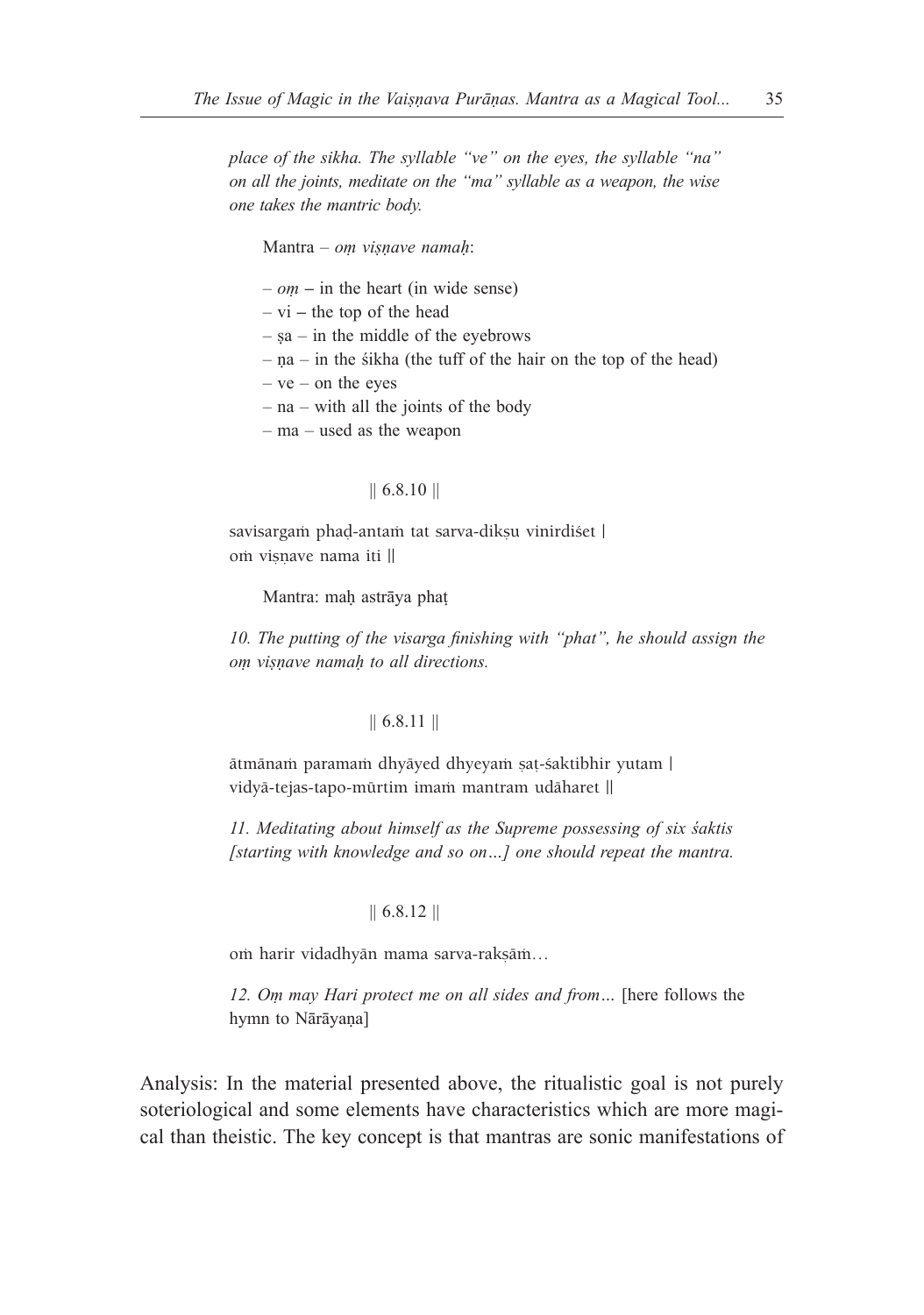*place of the sikha. The syllable "ve" on the eyes, the syllable "na" on all the joints, meditate on the "ma" syllable as a weapon, the wise one takes the mantric body.*

Mantra – *oṃ viṣṇave namaḥ*:

– *oṃ* – in the heart (in wide sense)
– vi – the top of the head
– ṣa – in the middle of the eyebrows
– ṇa – in the śikha (the tuff of the hair on the top of the head)
– ve – on the eyes
– na – with all the joints of the body
– ma – used as the weapon

|| 6.8.10 ||

savisargaṁ phaḍ-antaṁ tat sarva-dikṣu vinirdiśet |
oṁ viṣṇave nama iti ||

Mantra: maḥ astrāya phaṭ

*10. The putting of the visarga finishing with "phat", he should assign the oṃ viṣṇave namaḥ to all directions.*

|| 6.8.11 ||

ātmānaṁ paramaṁ dhyāyed dhyeyaṁ ṣaṭ-śaktibhir yutam |
vidyā-tejas-tapo-mūrtim imaṁ mantram udāharet ||

*11. Meditating about himself as the Supreme possessing of six śaktis [starting with knowledge and so on…] one should repeat the mantra.*

|| 6.8.12 ||

oṁ harir vidadhyān mama sarva-rakṣāṁ…

*12. Oṃ may Hari protect me on all sides and from…* [here follows the hymn to Nārāyaṇa]

Analysis: In the material presented above, the ritualistic goal is not purely soteriological and some elements have characteristics which are more magical than theistic. The key concept is that mantras are sonic manifestations of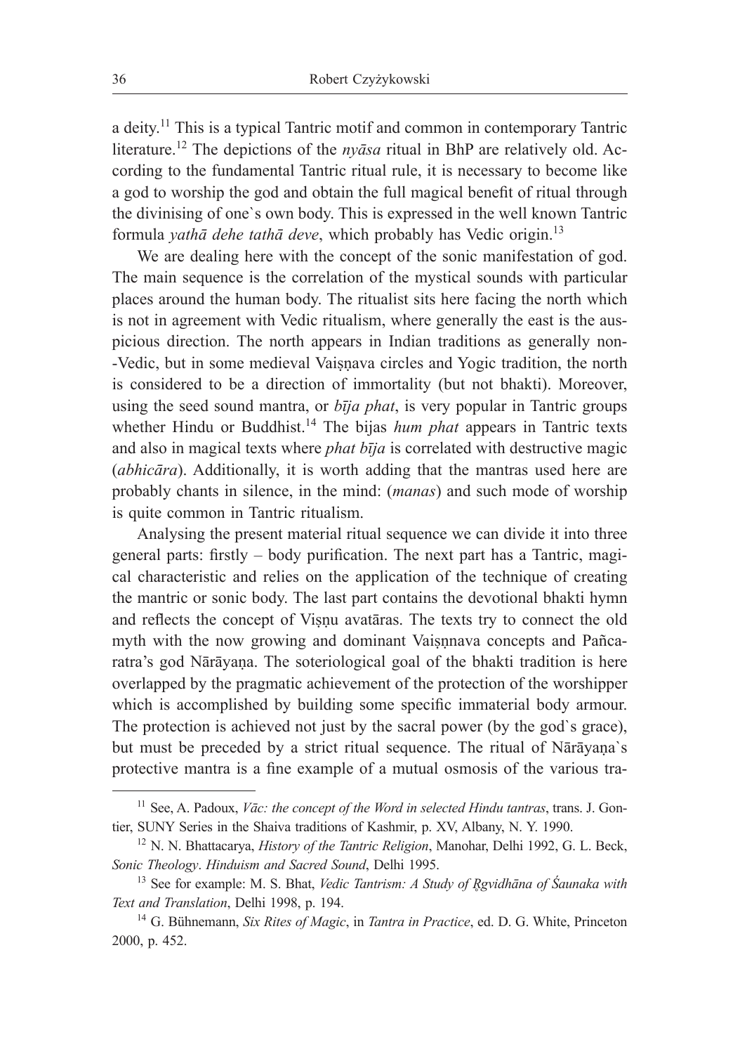a deity.[11] This is a typical Tantric motif and common in contemporary Tantric literature.[12] The depictions of the *nyāsa* ritual in BhP are relatively old. According to the fundamental Tantric ritual rule, it is necessary to become like a god to worship the god and obtain the full magical benefit of ritual through the divinising of one`s own body. This is expressed in the well known Tantric formula *yathā dehe tathā deve*, which probably has Vedic origin.[13]

We are dealing here with the concept of the sonic manifestation of god. The main sequence is the correlation of the mystical sounds with particular places around the human body. The ritualist sits here facing the north which is not in agreement with Vedic ritualism, where generally the east is the auspicious direction. The north appears in Indian traditions as generally non--Vedic, but in some medieval Vaiṣṇava circles and Yogic tradition, the north is considered to be a direction of immortality (but not bhakti). Moreover, using the seed sound mantra, or *bīja phat*, is very popular in Tantric groups whether Hindu or Buddhist.[14] The bijas *hum phat* appears in Tantric texts and also in magical texts where *phat bīja* is correlated with destructive magic (*abhicāra*). Additionally, it is worth adding that the mantras used here are probably chants in silence, in the mind: (*manas*) and such mode of worship is quite common in Tantric ritualism.

Analysing the present material ritual sequence we can divide it into three general parts: firstly – body purification. The next part has a Tantric, magical characteristic and relies on the application of the technique of creating the mantric or sonic body. The last part contains the devotional bhakti hymn and reflects the concept of Viṣṇu avatāras. The texts try to connect the old myth with the now growing and dominant Vaiṣṇnava concepts and Pañcaratra's god Nārāyaṇa. The soteriological goal of the bhakti tradition is here overlapped by the pragmatic achievement of the protection of the worshipper which is accomplished by building some specific immaterial body armour. The protection is achieved not just by the sacral power (by the god`s grace), but must be preceded by a strict ritual sequence. The ritual of Nārāyaṇa`s protective mantra is a fine example of a mutual osmosis of the various tra-

---

[11] See, A. Padoux, *Vāc: the concept of the Word in selected Hindu tantras*, trans. J. Gontier, SUNY Series in the Shaiva traditions of Kashmir, p. XV, Albany, N. Y. 1990.

[12] N. N. Bhattacarya, *History of the Tantric Religion*, Manohar, Delhi 1992, G. L. Beck, *Sonic Theology*. *Hinduism and Sacred Sound*, Delhi 1995.

[13] See for example: M. S. Bhat, *Vedic Tantrism: A Study of Ṛgvidhāna of Śaunaka with Text and Translation*, Delhi 1998, p. 194.

[14] G. Bühnemann, *Six Rites of Magic*, in *Tantra in Practice*, ed. D. G. White, Princeton 2000, p. 452.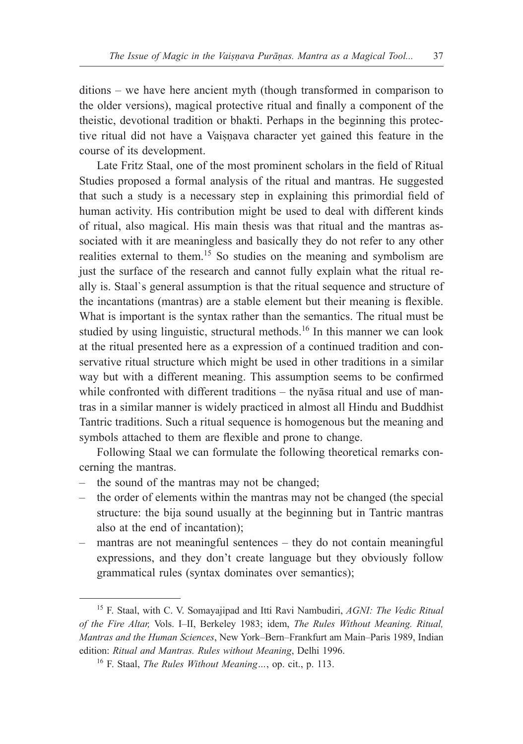ditions – we have here ancient myth (though transformed in comparison to the older versions), magical protective ritual and finally a component of the theistic, devotional tradition or bhakti. Perhaps in the beginning this protective ritual did not have a Vaiṣṇava character yet gained this feature in the course of its development.

Late Fritz Staal, one of the most prominent scholars in the field of Ritual Studies proposed a formal analysis of the ritual and mantras. He suggested that such a study is a necessary step in explaining this primordial field of human activity. His contribution might be used to deal with different kinds of ritual, also magical. His main thesis was that ritual and the mantras associated with it are meaningless and basically they do not refer to any other realities external to them.[15] So studies on the meaning and symbolism are just the surface of the research and cannot fully explain what the ritual really is. Staal`s general assumption is that the ritual sequence and structure of the incantations (mantras) are a stable element but their meaning is flexible. What is important is the syntax rather than the semantics. The ritual must be studied by using linguistic, structural methods.[16] In this manner we can look at the ritual presented here as a expression of a continued tradition and conservative ritual structure which might be used in other traditions in a similar way but with a different meaning. This assumption seems to be confirmed while confronted with different traditions – the nyāsa ritual and use of mantras in a similar manner is widely practiced in almost all Hindu and Buddhist Tantric traditions. Such a ritual sequence is homogenous but the meaning and symbols attached to them are flexible and prone to change.

Following Staal we can formulate the following theoretical remarks concerning the mantras.

- the sound of the mantras may not be changed;
- the order of elements within the mantras may not be changed (the special structure: the bija sound usually at the beginning but in Tantric mantras also at the end of incantation);
- mantras are not meaningful sentences – they do not contain meaningful expressions, and they don't create language but they obviously follow grammatical rules (syntax dominates over semantics);

---

[15] F. Staal, with C. V. Somayajipad and Itti Ravi Nambudiri, *AGNI: The Vedic Ritual of the Fire Altar,* Vols. I–II, Berkeley 1983; idem, *The Rules Without Meaning. Ritual, Mantras and the Human Sciences*, New York–Bern–Frankfurt am Main–Paris 1989, Indian edition: *Ritual and Mantras. Rules without Meaning*, Delhi 1996.

[16] F. Staal, *The Rules Without Meaning*..., op. cit., p. 113.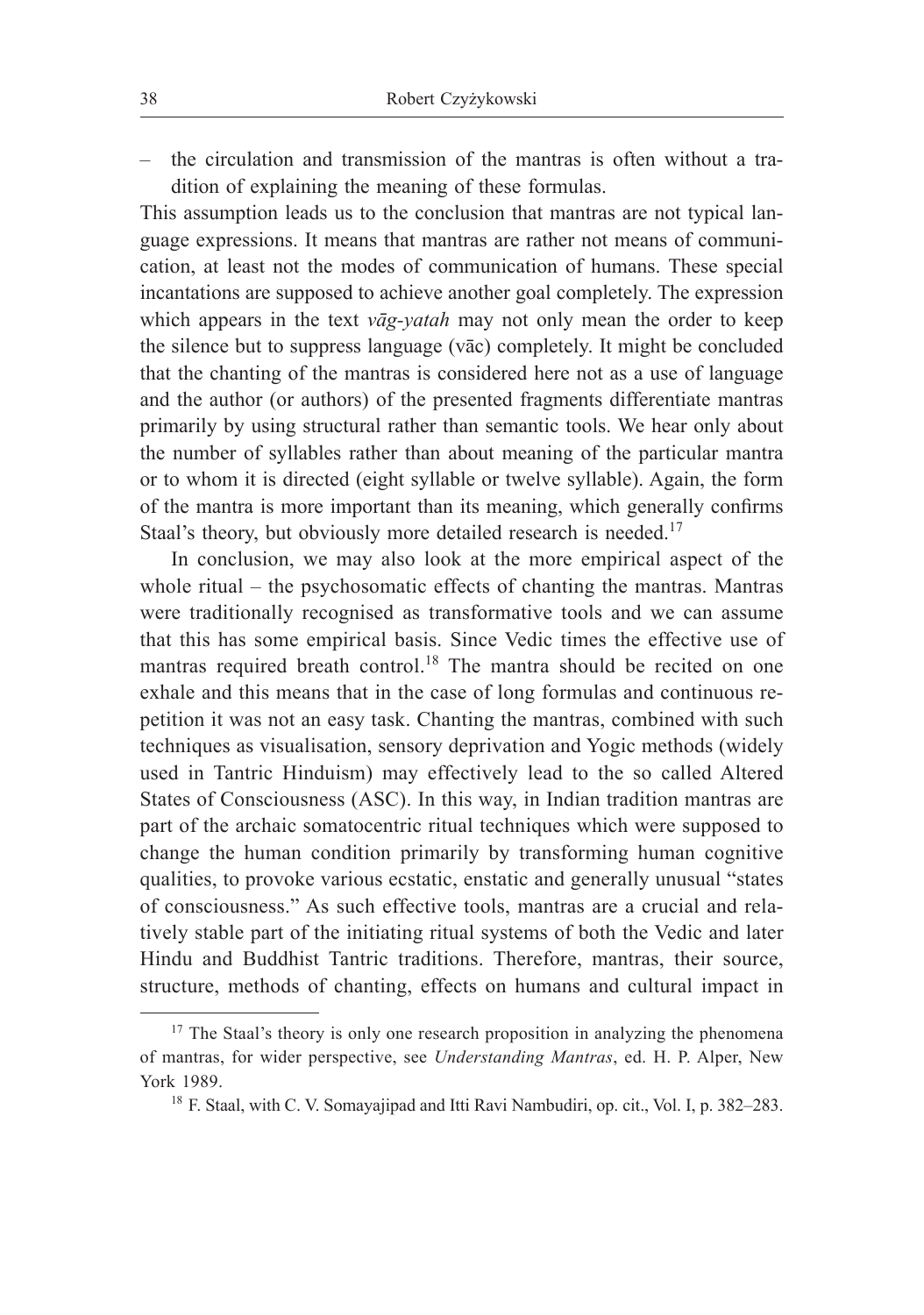– the circulation and transmission of the mantras is often without a tradition of explaining the meaning of these formulas.

This assumption leads us to the conclusion that mantras are not typical language expressions. It means that mantras are rather not means of communication, at least not the modes of communication of humans. These special incantations are supposed to achieve another goal completely. The expression which appears in the text *vāg-yatah* may not only mean the order to keep the silence but to suppress language (vāc) completely. It might be concluded that the chanting of the mantras is considered here not as a use of language and the author (or authors) of the presented fragments differentiate mantras primarily by using structural rather than semantic tools. We hear only about the number of syllables rather than about meaning of the particular mantra or to whom it is directed (eight syllable or twelve syllable). Again, the form of the mantra is more important than its meaning, which generally confirms Staal's theory, but obviously more detailed research is needed.[17]

In conclusion, we may also look at the more empirical aspect of the whole ritual – the psychosomatic effects of chanting the mantras. Mantras were traditionally recognised as transformative tools and we can assume that this has some empirical basis. Since Vedic times the effective use of mantras required breath control.[18] The mantra should be recited on one exhale and this means that in the case of long formulas and continuous repetition it was not an easy task. Chanting the mantras, combined with such techniques as visualisation, sensory deprivation and Yogic methods (widely used in Tantric Hinduism) may effectively lead to the so called Altered States of Consciousness (ASC). In this way, in Indian tradition mantras are part of the archaic somatocentric ritual techniques which were supposed to change the human condition primarily by transforming human cognitive qualities, to provoke various ecstatic, enstatic and generally unusual "states of consciousness." As such effective tools, mantras are a crucial and relatively stable part of the initiating ritual systems of both the Vedic and later Hindu and Buddhist Tantric traditions. Therefore, mantras, their source, structure, methods of chanting, effects on humans and cultural impact in

---

[17] The Staal's theory is only one research proposition in analyzing the phenomena of mantras, for wider perspective, see *Understanding Mantras*, ed. H. P. Alper, New York 1989.

[18] F. Staal, with C. V. Somayajipad and Itti Ravi Nambudiri, op. cit., Vol. I, p. 382–283.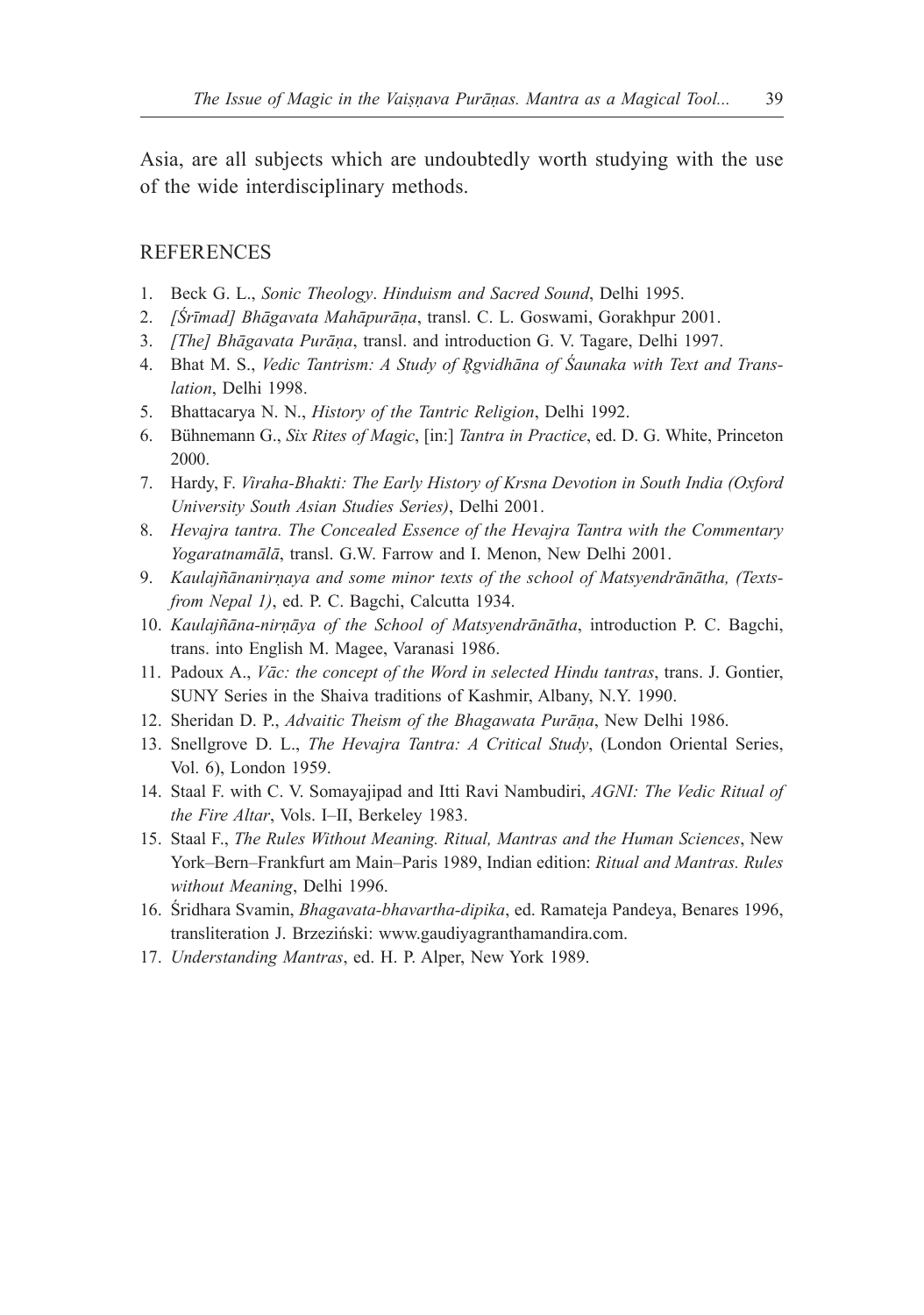Asia, are all subjects which are undoubtedly worth studying with the use of the wide interdisciplinary methods.

## REFERENCES

1. Beck G. L., *Sonic Theology*. *Hinduism and Sacred Sound*, Delhi 1995.
2. *[Śrīmad] Bhāgavata Mahāpurāṇa*, transl. C. L. Goswami, Gorakhpur 2001.
3. *[The] Bhāgavata Purāṇa*, transl. and introduction G. V. Tagare, Delhi 1997.
4. Bhat M. S., *Vedic Tantrism: A Study of Ṛgvidhāna of Śaunaka with Text and Translation*, Delhi 1998.
5. Bhattacarya N. N., *History of the Tantric Religion*, Delhi 1992.
6. Bühnemann G., *Six Rites of Magic*, [in:] *Tantra in Practice*, ed. D. G. White, Princeton 2000.
7. Hardy, F. *Viraha-Bhakti: The Early History of Krsna Devotion in South India (Oxford University South Asian Studies Series)*, Delhi 2001.
8. *Hevajra tantra. The Concealed Essence of the Hevajra Tantra with the Commentary Yogaratnamālā*, transl. G.W. Farrow and I. Menon, New Delhi 2001.
9. *Kaulajñānanirṇaya and some minor texts of the school of Matsyendrānātha, (Texts-from Nepal 1)*, ed. P. C. Bagchi, Calcutta 1934.
10. *Kaulajñāna-nirṇāya of the School of Matsyendrānātha*, introduction P. C. Bagchi, trans. into English M. Magee, Varanasi 1986.
11. Padoux A., *Vāc: the concept of the Word in selected Hindu tantras*, trans. J. Gontier, SUNY Series in the Shaiva traditions of Kashmir, Albany, N.Y. 1990.
12. Sheridan D. P., *Advaitic Theism of the Bhagawata Purāṇa*, New Delhi 1986.
13. Snellgrove D. L., *The Hevajra Tantra: A Critical Study*, (London Oriental Series, Vol. 6), London 1959.
14. Staal F. with C. V. Somayajipad and Itti Ravi Nambudiri, *AGNI: The Vedic Ritual of the Fire Altar*, Vols. I–II, Berkeley 1983.
15. Staal F., *The Rules Without Meaning. Ritual, Mantras and the Human Sciences*, New York–Bern–Frankfurt am Main–Paris 1989, Indian edition: *Ritual and Mantras. Rules without Meaning*, Delhi 1996.
16. Śridhara Svamin, *Bhagavata-bhavartha-dipika*, ed. Ramateja Pandeya, Benares 1996, transliteration J. Brzeziński: www.gaudiyagranthamandira.com.
17. *Understanding Mantras*, ed. H. P. Alper, New York 1989.